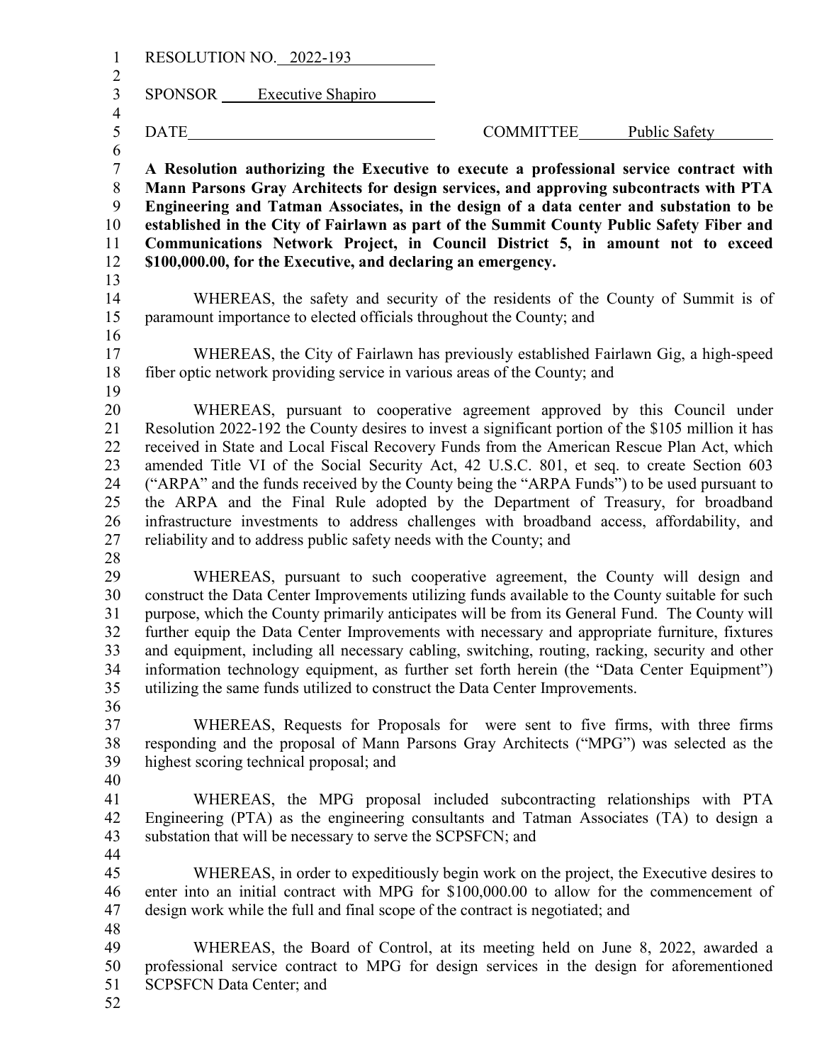RESOLUTION NO. 2022-193

SPONSOR Executive Shapiro

DATE COMMITTEE Public Safety

**A Resolution authorizing the Executive to execute a professional service contract with Mann Parsons Gray Architects for design services, and approving subcontracts with PTA Engineering and Tatman Associates, in the design of a data center and substation to be established in the City of Fairlawn as part of the Summit County Public Safety Fiber and Communications Network Project, in Council District 5, in amount not to exceed $100,000.00, for the Executive, and declaring an emergency.**

WHEREAS, the safety and security of the residents of the County of Summit is of paramount importance to elected officials throughout the County; and

WHEREAS, the City of Fairlawn has previously established Fairlawn Gig, a high-speed fiber optic network providing service in various areas of the County; and

WHEREAS, pursuant to cooperative agreement approved by this Council under Resolution 2022-192 the County desires to invest a significant portion of the $105 million it has received in State and Local Fiscal Recovery Funds from the American Rescue Plan Act, which amended Title VI of the Social Security Act, 42 U.S.C. 801, et seq. to create Section 603 ("ARPA" and the funds received by the County being the "ARPA Funds") to be used pursuant to the ARPA and the Final Rule adopted by the Department of Treasury, for broadband infrastructure investments to address challenges with broadband access, affordability, and reliability and to address public safety needs with the County; and

WHEREAS, pursuant to such cooperative agreement, the County will design and construct the Data Center Improvements utilizing funds available to the County suitable for such purpose, which the County primarily anticipates will be from its General Fund. The County will further equip the Data Center Improvements with necessary and appropriate furniture, fixtures and equipment, including all necessary cabling, switching, routing, racking, security and other information technology equipment, as further set forth herein (the "Data Center Equipment") utilizing the same funds utilized to construct the Data Center Improvements.

WHEREAS, Requests for Proposals for were sent to five firms, with three firms responding and the proposal of Mann Parsons Gray Architects ("MPG") was selected as the highest scoring technical proposal; and

WHEREAS, the MPG proposal included subcontracting relationships with PTA Engineering (PTA) as the engineering consultants and Tatman Associates (TA) to design a substation that will be necessary to serve the SCPSFCN; and

WHEREAS, in order to expeditiously begin work on the project, the Executive desires to enter into an initial contract with MPG for $100,000.00 to allow for the commencement of design work while the full and final scope of the contract is negotiated; and

WHEREAS, the Board of Control, at its meeting held on June 8, 2022, awarded a professional service contract to MPG for design services in the design for aforementioned SCPSFCN Data Center; and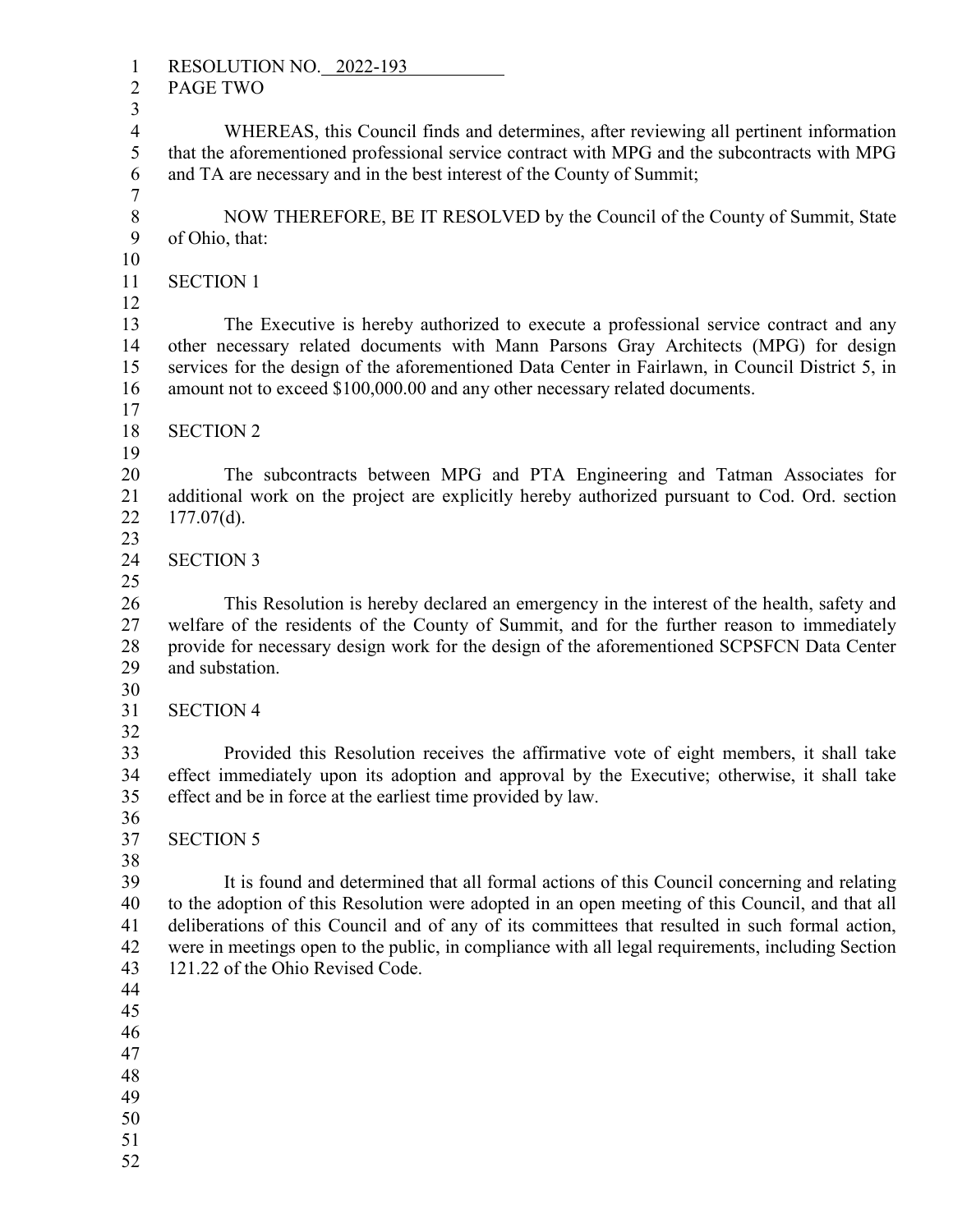RESOLUTION NO. 2022-193
PAGE TWO

WHEREAS, this Council finds and determines, after reviewing all pertinent information that the aforementioned professional service contract with MPG and the subcontracts with MPG and TA are necessary and in the best interest of the County of Summit;

NOW THEREFORE, BE IT RESOLVED by the Council of the County of Summit, State of Ohio, that:

SECTION 1

The Executive is hereby authorized to execute a professional service contract and any other necessary related documents with Mann Parsons Gray Architects (MPG) for design services for the design of the aforementioned Data Center in Fairlawn, in Council District 5, in amount not to exceed $100,000.00 and any other necessary related documents.

SECTION 2

The subcontracts between MPG and PTA Engineering and Tatman Associates for additional work on the project are explicitly hereby authorized pursuant to Cod. Ord. section 177.07(d).

SECTION 3

This Resolution is hereby declared an emergency in the interest of the health, safety and welfare of the residents of the County of Summit, and for the further reason to immediately provide for necessary design work for the design of the aforementioned SCPSFCN Data Center and substation.

SECTION 4

Provided this Resolution receives the affirmative vote of eight members, it shall take effect immediately upon its adoption and approval by the Executive; otherwise, it shall take effect and be in force at the earliest time provided by law.

SECTION 5

It is found and determined that all formal actions of this Council concerning and relating to the adoption of this Resolution were adopted in an open meeting of this Council, and that all deliberations of this Council and of any of its committees that resulted in such formal action, were in meetings open to the public, in compliance with all legal requirements, including Section 121.22 of the Ohio Revised Code.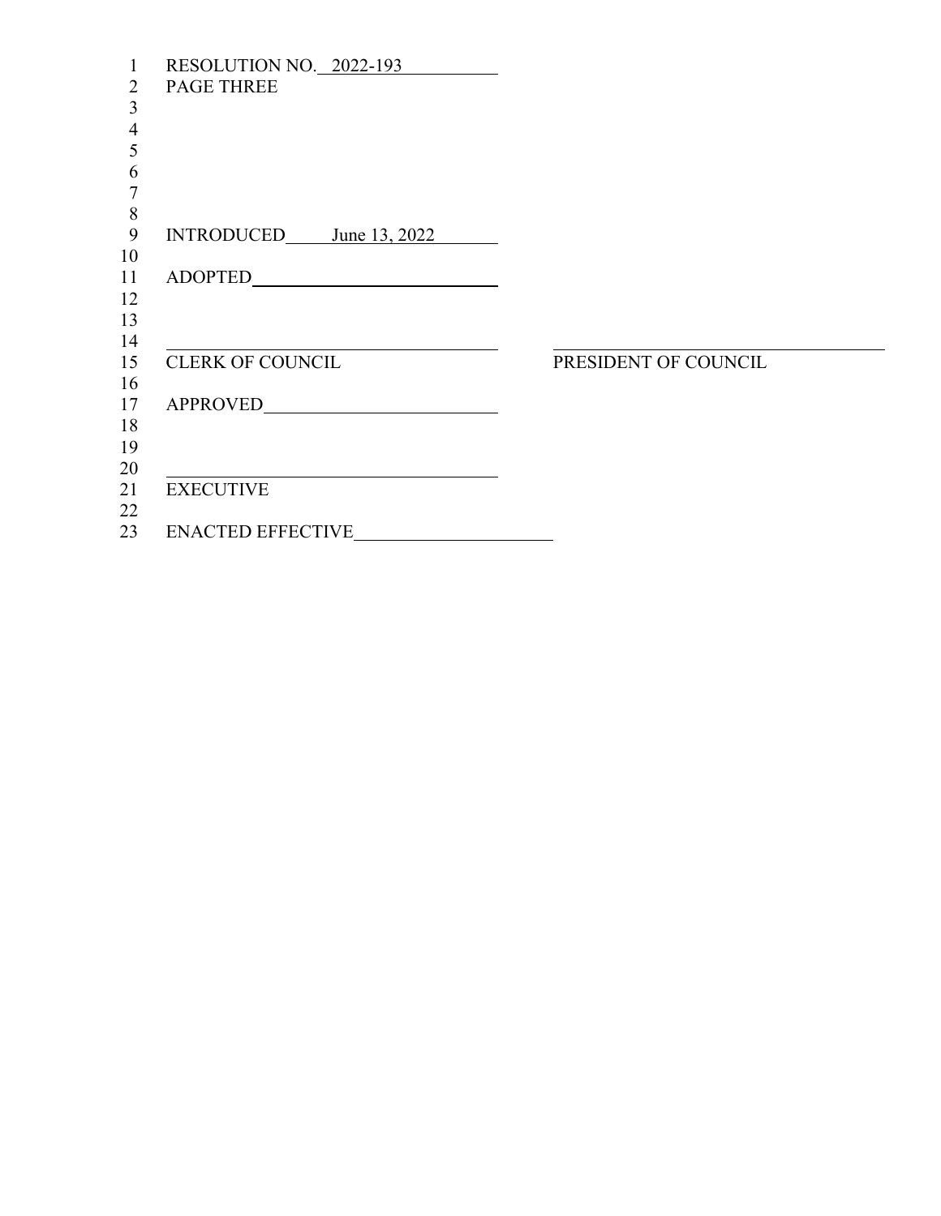RESOLUTION NO. 2022-193

PAGE THREE

INTRODUCED June 13, 2022

ADOPTED \_\_\_\_\_\_\_\_\_\_\_\_\_\_\_\_\_\_\_\_

| | |
|---|---|
| \_\_\_\_\_\_\_\_\_\_\_\_\_\_\_\_\_\_\_\_ | \_\_\_\_\_\_\_\_\_\_\_\_\_\_\_\_\_\_\_\_ |
| CLERK OF COUNCIL | PRESIDENT OF COUNCIL |

APPROVED \_\_\_\_\_\_\_\_\_\_\_\_\_\_\_\_\_\_\_\_

\_\_\_\_\_\_\_\_\_\_\_\_\_\_\_\_\_\_\_\_

EXECUTIVE

ENACTED EFFECTIVE \_\_\_\_\_\_\_\_\_\_\_\_\_\_\_\_\_\_\_\_